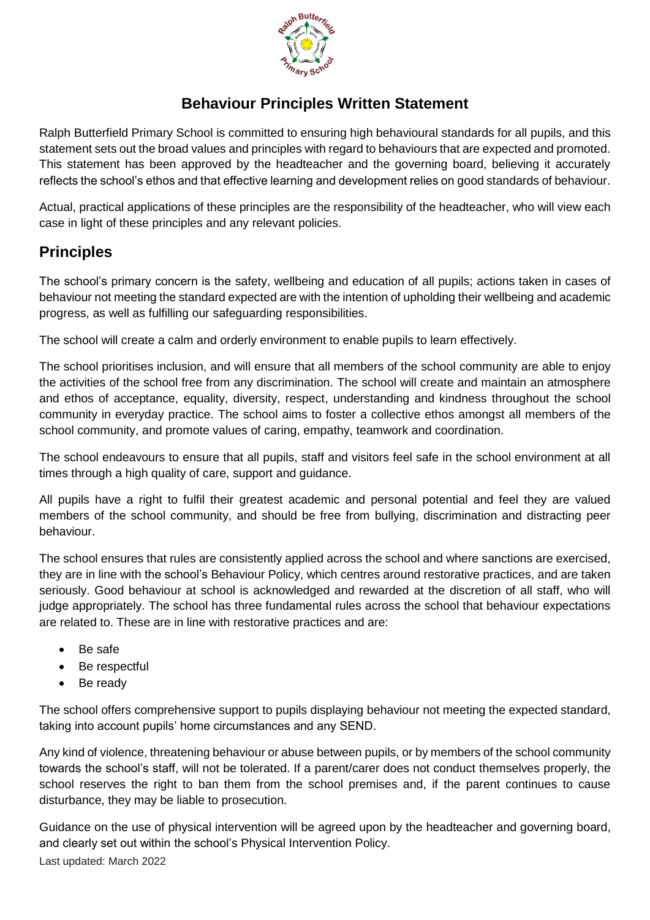# Behaviour Principles Written Statement

Ralph Butterfield Primary School is committed to ensuring high behavioural standards for all pupils, and this statement sets out the broad values and principles with regard to behaviours that are expected and promoted. This statement has been approved by the headteacher and the governing board, believing it accurately reflects the school's ethos and that effective learning and development relies on good standards of behaviour.

Actual, practical applications of these principles are the responsibility of the headteacher, who will view each case in light of these principles and any relevant policies.

## Principles

The school's primary concern is the safety, wellbeing and education of all pupils; actions taken in cases of behaviour not meeting the standard expected are with the intention of upholding their wellbeing and academic progress, as well as fulfilling our safeguarding responsibilities.

The school will create a calm and orderly environment to enable pupils to learn effectively.

The school prioritises inclusion, and will ensure that all members of the school community are able to enjoy the activities of the school free from any discrimination. The school will create and maintain an atmosphere and ethos of acceptance, equality, diversity, respect, understanding and kindness throughout the school community in everyday practice. The school aims to foster a collective ethos amongst all members of the school community, and promote values of caring, empathy, teamwork and coordination.

The school endeavours to ensure that all pupils, staff and visitors feel safe in the school environment at all times through a high quality of care, support and guidance.

All pupils have a right to fulfil their greatest academic and personal potential and feel they are valued members of the school community, and should be free from bullying, discrimination and distracting peer behaviour.

The school ensures that rules are consistently applied across the school and where sanctions are exercised, they are in line with the school's Behaviour Policy, which centres around restorative practices, and are taken seriously. Good behaviour at school is acknowledged and rewarded at the discretion of all staff, who will judge appropriately. The school has three fundamental rules across the school that behaviour expectations are related to. These are in line with restorative practices and are:

- Be safe
- Be respectful
- Be ready

The school offers comprehensive support to pupils displaying behaviour not meeting the expected standard, taking into account pupils' home circumstances and any SEND.

Any kind of violence, threatening behaviour or abuse between pupils, or by members of the school community towards the school's staff, will not be tolerated. If a parent/carer does not conduct themselves properly, the school reserves the right to ban them from the school premises and, if the parent continues to cause disturbance, they may be liable to prosecution.

Guidance on the use of physical intervention will be agreed upon by the headteacher and governing board, and clearly set out within the school's Physical Intervention Policy.

Last updated: March 2022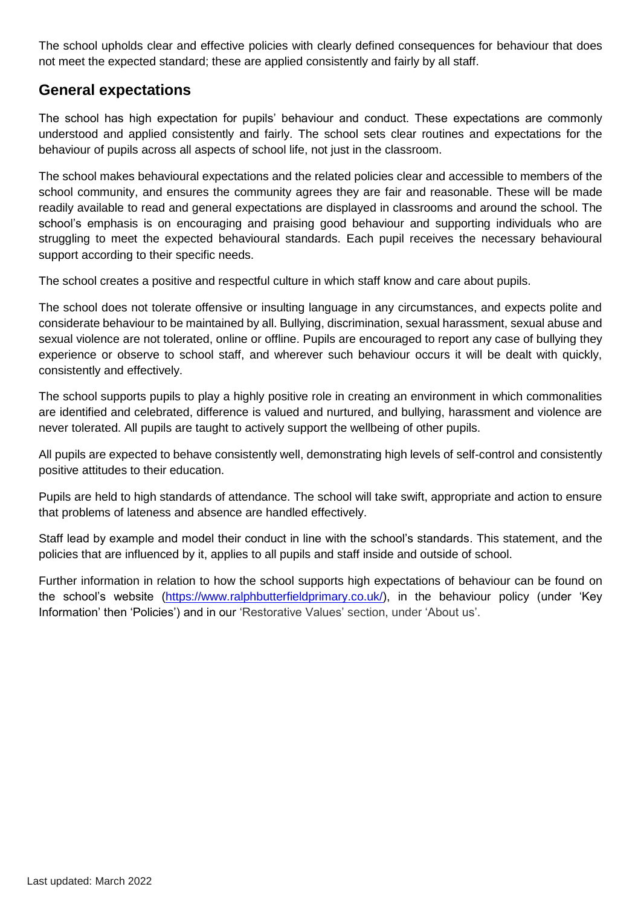The school upholds clear and effective policies with clearly defined consequences for behaviour that does not meet the expected standard; these are applied consistently and fairly by all staff.

## General expectations

The school has high expectation for pupils' behaviour and conduct. These expectations are commonly understood and applied consistently and fairly. The school sets clear routines and expectations for the behaviour of pupils across all aspects of school life, not just in the classroom.

The school makes behavioural expectations and the related policies clear and accessible to members of the school community, and ensures the community agrees they are fair and reasonable. These will be made readily available to read and general expectations are displayed in classrooms and around the school. The school's emphasis is on encouraging and praising good behaviour and supporting individuals who are struggling to meet the expected behavioural standards. Each pupil receives the necessary behavioural support according to their specific needs.

The school creates a positive and respectful culture in which staff know and care about pupils.

The school does not tolerate offensive or insulting language in any circumstances, and expects polite and considerate behaviour to be maintained by all. Bullying, discrimination, sexual harassment, sexual abuse and sexual violence are not tolerated, online or offline. Pupils are encouraged to report any case of bullying they experience or observe to school staff, and wherever such behaviour occurs it will be dealt with quickly, consistently and effectively.

The school supports pupils to play a highly positive role in creating an environment in which commonalities are identified and celebrated, difference is valued and nurtured, and bullying, harassment and violence are never tolerated. All pupils are taught to actively support the wellbeing of other pupils.

All pupils are expected to behave consistently well, demonstrating high levels of self-control and consistently positive attitudes to their education.

Pupils are held to high standards of attendance. The school will take swift, appropriate and action to ensure that problems of lateness and absence are handled effectively.

Staff lead by example and model their conduct in line with the school's standards. This statement, and the policies that are influenced by it, applies to all pupils and staff inside and outside of school.

Further information in relation to how the school supports high expectations of behaviour can be found on the school's website (https://www.ralphbutterfieldprimary.co.uk/), in the behaviour policy (under 'Key Information' then 'Policies') and in our 'Restorative Values' section, under 'About us'.

Last updated: March 2022